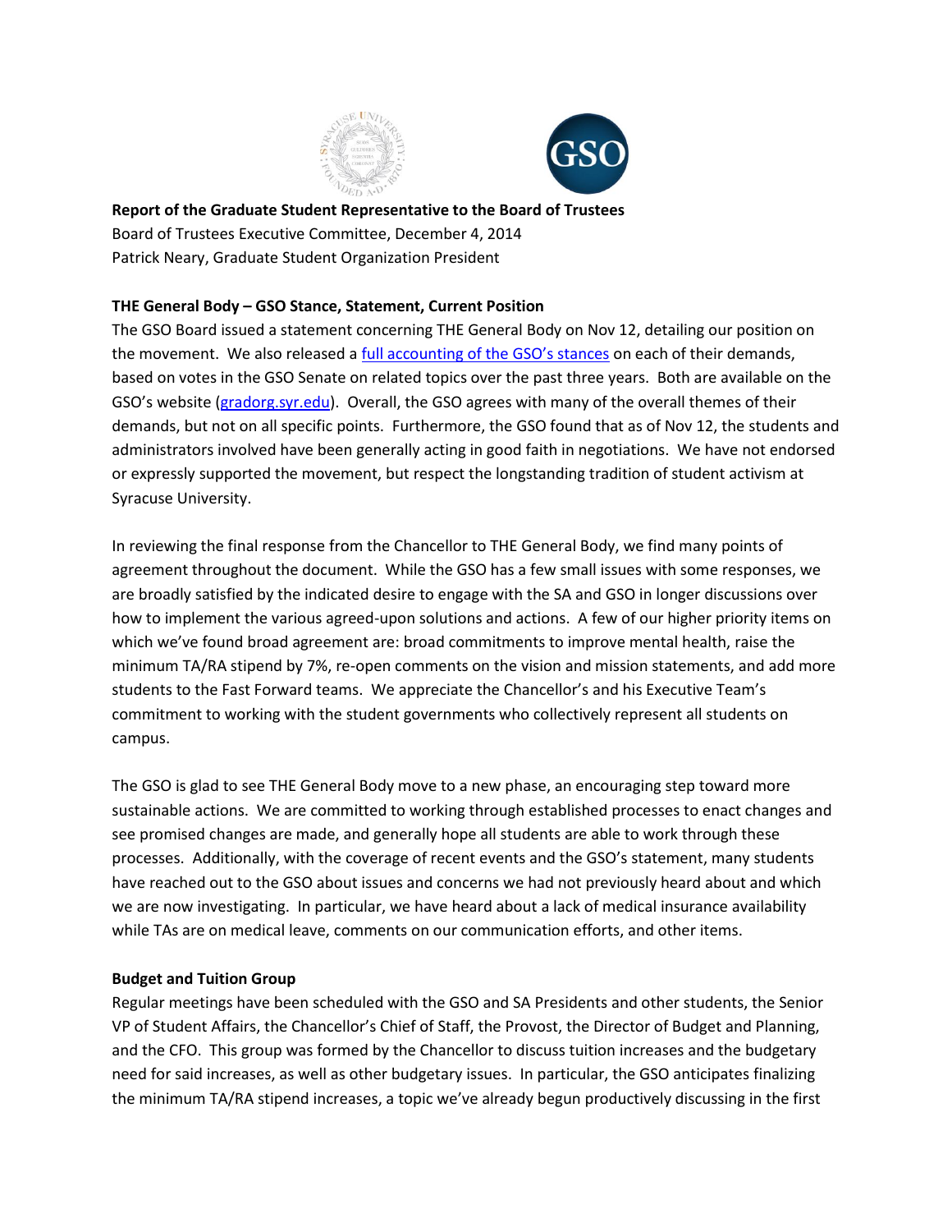**Report of the Graduate Student Representative to the Board of Trustees**
Board of Trustees Executive Committee, December 4, 2014
Patrick Neary, Graduate Student Organization President

**THE General Body – GSO Stance, Statement, Current Position**

The GSO Board issued a statement concerning THE General Body on Nov 12, detailing our position on the movement. We also released a [full accounting of the GSO's stances](#) on each of their demands, based on votes in the GSO Senate on related topics over the past three years. Both are available on the GSO's website ([gradorg.syr.edu](gradorg.syr.edu)). Overall, the GSO agrees with many of the overall themes of their demands, but not on all specific points. Furthermore, the GSO found that as of Nov 12, the students and administrators involved have been generally acting in good faith in negotiations. We have not endorsed or expressly supported the movement, but respect the longstanding tradition of student activism at Syracuse University.

In reviewing the final response from the Chancellor to THE General Body, we find many points of agreement throughout the document. While the GSO has a few small issues with some responses, we are broadly satisfied by the indicated desire to engage with the SA and GSO in longer discussions over how to implement the various agreed-upon solutions and actions. A few of our higher priority items on which we've found broad agreement are: broad commitments to improve mental health, raise the minimum TA/RA stipend by 7%, re-open comments on the vision and mission statements, and add more students to the Fast Forward teams. We appreciate the Chancellor's and his Executive Team's commitment to working with the student governments who collectively represent all students on campus.

The GSO is glad to see THE General Body move to a new phase, an encouraging step toward more sustainable actions. We are committed to working through established processes to enact changes and see promised changes are made, and generally hope all students are able to work through these processes. Additionally, with the coverage of recent events and the GSO's statement, many students have reached out to the GSO about issues and concerns we had not previously heard about and which we are now investigating. In particular, we have heard about a lack of medical insurance availability while TAs are on medical leave, comments on our communication efforts, and other items.

**Budget and Tuition Group**

Regular meetings have been scheduled with the GSO and SA Presidents and other students, the Senior VP of Student Affairs, the Chancellor's Chief of Staff, the Provost, the Director of Budget and Planning, and the CFO. This group was formed by the Chancellor to discuss tuition increases and the budgetary need for said increases, as well as other budgetary issues. In particular, the GSO anticipates finalizing the minimum TA/RA stipend increases, a topic we've already begun productively discussing in the first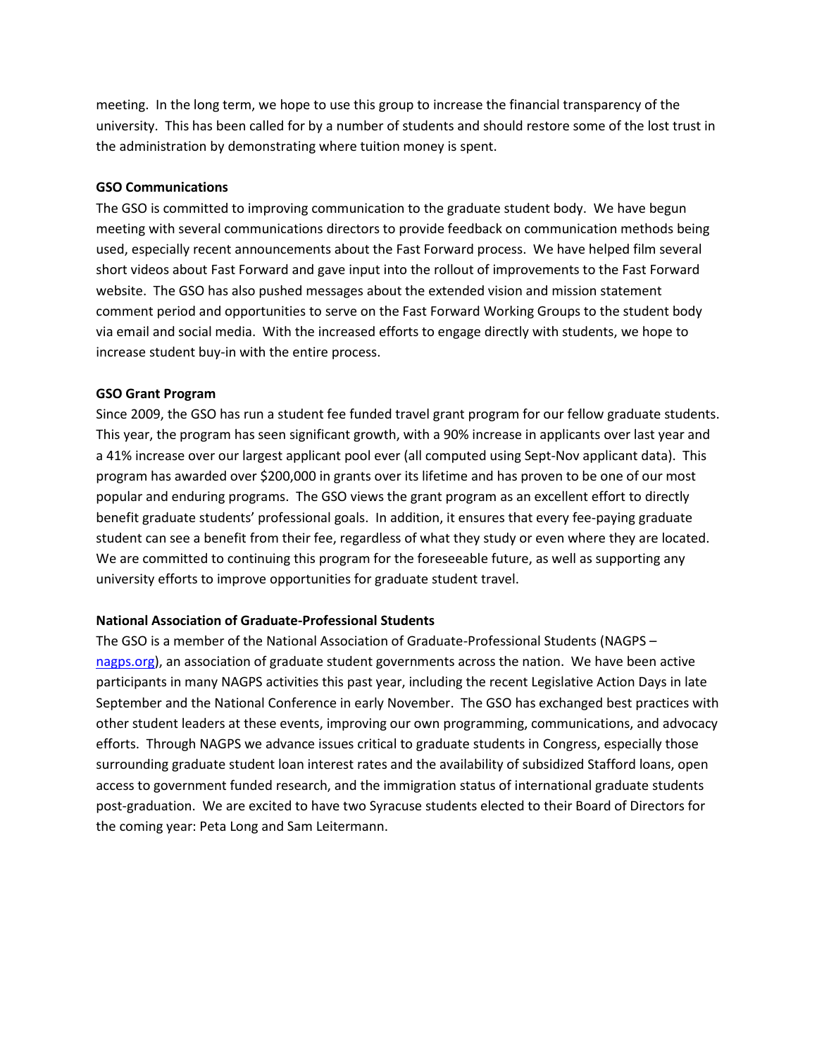meeting. In the long term, we hope to use this group to increase the financial transparency of the university. This has been called for by a number of students and should restore some of the lost trust in the administration by demonstrating where tuition money is spent.

**GSO Communications**

The GSO is committed to improving communication to the graduate student body. We have begun meeting with several communications directors to provide feedback on communication methods being used, especially recent announcements about the Fast Forward process. We have helped film several short videos about Fast Forward and gave input into the rollout of improvements to the Fast Forward website. The GSO has also pushed messages about the extended vision and mission statement comment period and opportunities to serve on the Fast Forward Working Groups to the student body via email and social media. With the increased efforts to engage directly with students, we hope to increase student buy-in with the entire process.

**GSO Grant Program**

Since 2009, the GSO has run a student fee funded travel grant program for our fellow graduate students. This year, the program has seen significant growth, with a 90% increase in applicants over last year and a 41% increase over our largest applicant pool ever (all computed using Sept-Nov applicant data). This program has awarded over $200,000 in grants over its lifetime and has proven to be one of our most popular and enduring programs. The GSO views the grant program as an excellent effort to directly benefit graduate students' professional goals. In addition, it ensures that every fee-paying graduate student can see a benefit from their fee, regardless of what they study or even where they are located. We are committed to continuing this program for the foreseeable future, as well as supporting any university efforts to improve opportunities for graduate student travel.

**National Association of Graduate-Professional Students**

The GSO is a member of the National Association of Graduate-Professional Students (NAGPS – [nagps.org](nagps.org)), an association of graduate student governments across the nation. We have been active participants in many NAGPS activities this past year, including the recent Legislative Action Days in late September and the National Conference in early November. The GSO has exchanged best practices with other student leaders at these events, improving our own programming, communications, and advocacy efforts. Through NAGPS we advance issues critical to graduate students in Congress, especially those surrounding graduate student loan interest rates and the availability of subsidized Stafford loans, open access to government funded research, and the immigration status of international graduate students post-graduation. We are excited to have two Syracuse students elected to their Board of Directors for the coming year: Peta Long and Sam Leitermann.